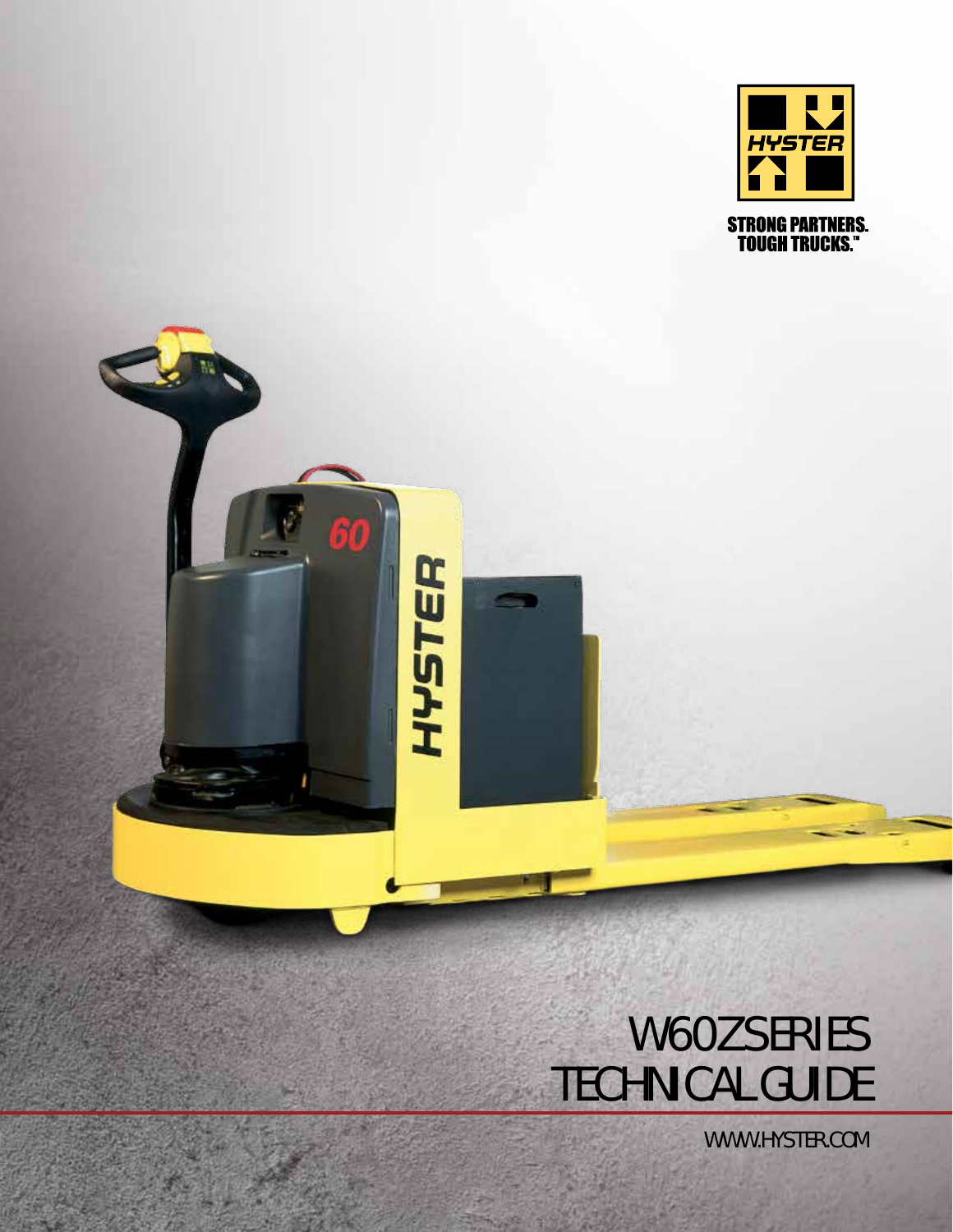HYSTER

STRONG PARTNERS.
TOUGH TRUCKS.™

# W60Z SERIES
# TECHNICAL GUIDE

WWW.HYSTER.COM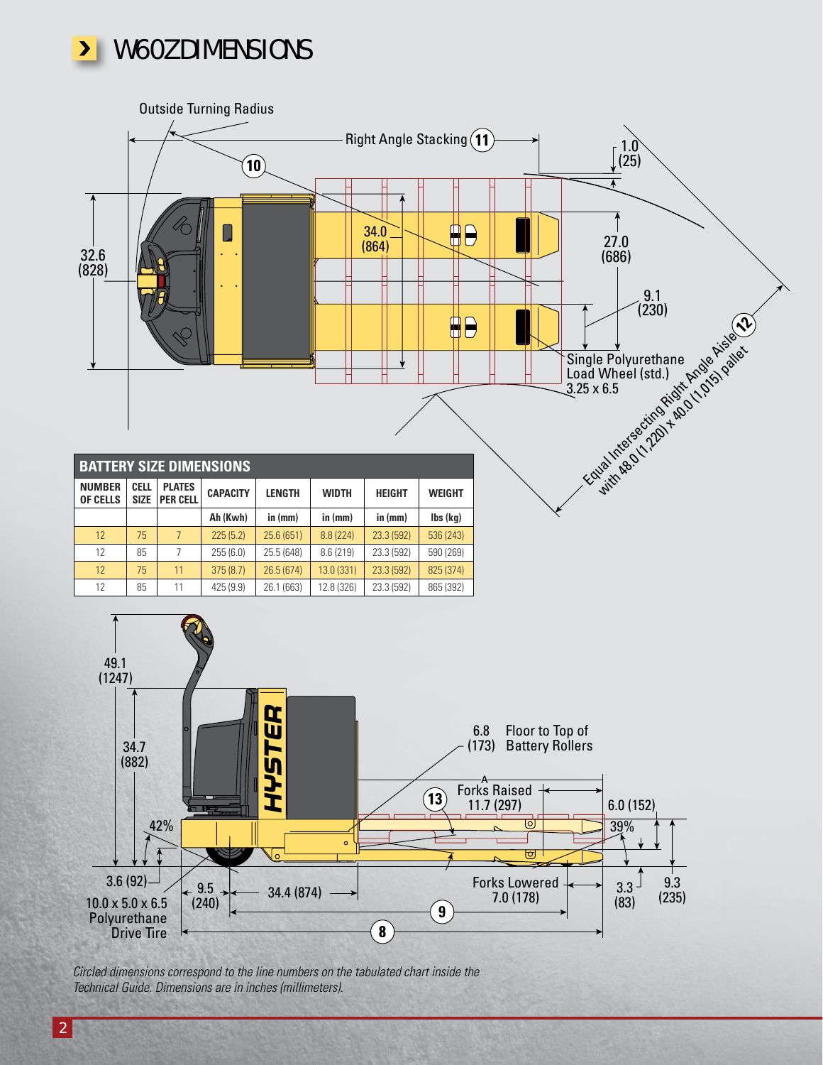# W60Z DIMENSIONS

Outside Turning Radius

Right Angle Stacking (11)

(10)

1.0 (25)

32.6 (828)

34.0 (864)

27.0 (686)

9.1 (230)

Single Polyurethane Load Wheel (std.) 3.25 x 6.5

(12) Equal Intersecting Right Angle Aisle with 48.0 (1,220) x 40.0 (1,015) pallet

## BATTERY SIZE DIMENSIONS

| NUMBER OF CELLS | CELL SIZE | PLATES PER CELL | CAPACITY | LENGTH | WIDTH | HEIGHT | WEIGHT |
|---|---|---|---|---|---|---|---|
| | | | Ah (Kwh) | in (mm) | in (mm) | in (mm) | lbs (kg) |
| 12 | 75 | 7 | 225 (5.2) | 25.6 (651) | 8.8 (224) | 23.3 (592) | 536 (243) |
| 12 | 85 | 7 | 255 (6.0) | 25.5 (648) | 8.6 (219) | 23.3 (592) | 590 (269) |
| 12 | 75 | 11 | 375 (8.7) | 26.5 (674) | 13.0 (331) | 23.3 (592) | 825 (374) |
| 12 | 85 | 11 | 425 (9.9) | 26.1 (663) | 12.8 (326) | 23.3 (592) | 865 (392) |

49.1 (1247)

34.7 (882)

42%

3.6 (92)

10.0 x 5.0 x 6.5 Polyurethane Drive Tire

9.5 (240)

34.4 (874)

6.8 (173) Floor to Top of Battery Rollers

(13) Forks Raised 11.7 (297)

6.0 (152)

39%

Forks Lowered 7.0 (178)

3.3 (83)

9.3 (235)

(9)

(8)

*Circled dimensions correspond to the line numbers on the tabulated chart inside the Technical Guide. Dimensions are in inches (millimeters).*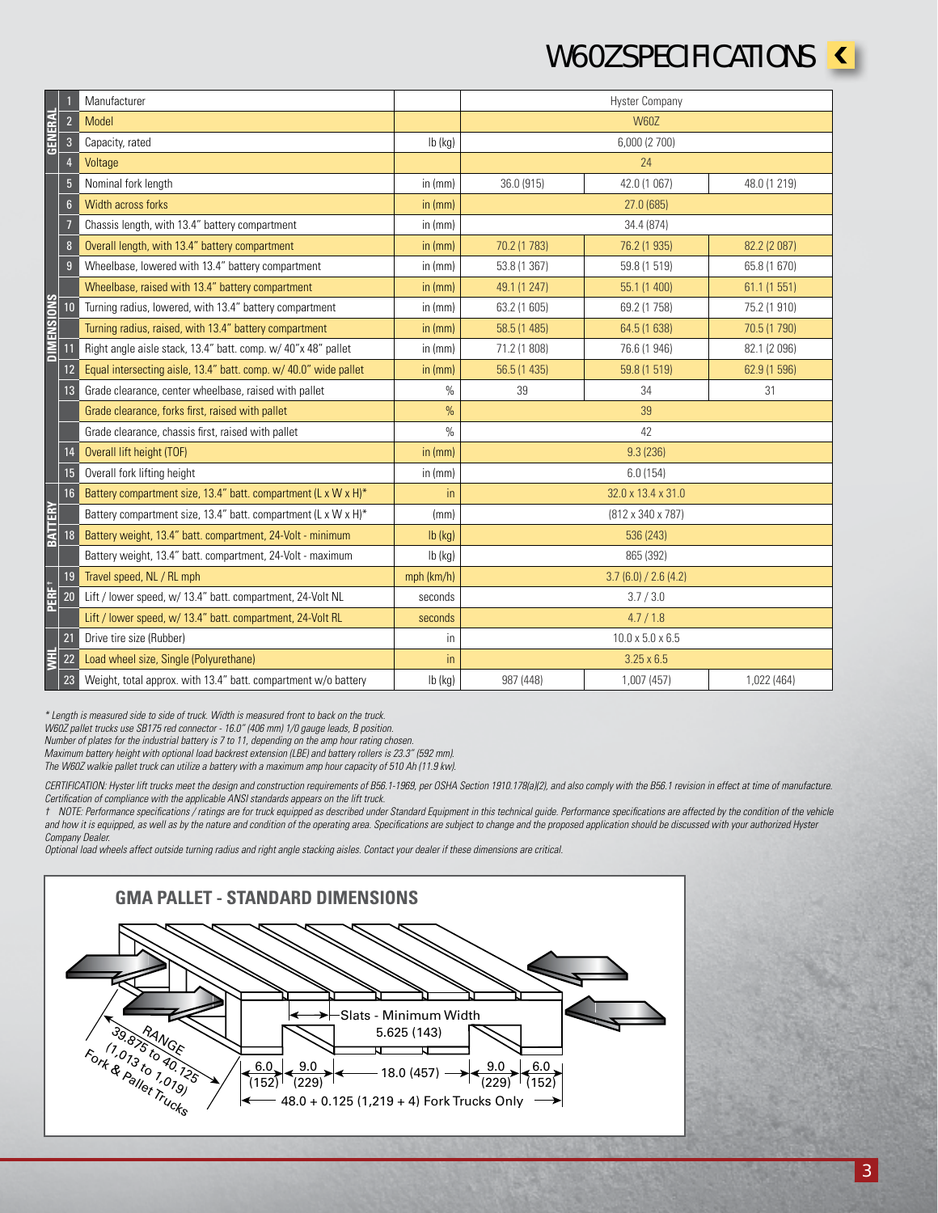# W60Z SPECIFICATIONS

| Section | # | Item | Unit | | | |
|---|---|---|---|---|---|---|
| GENERAL | 1 | Manufacturer | | Hyster Company | | |
| | 2 | Model | | W60Z | | |
| | 3 | Capacity, rated | lb (kg) | 6,000 (2 700) | | |
| | 4 | Voltage | | 24 | | |
| DIMENSIONS | 5 | Nominal fork length | in (mm) | 36.0 (915) | 42.0 (1 067) | 48.0 (1 219) |
| | 6 | Width across forks | in (mm) | 27.0 (685) | | |
| | 7 | Chassis length, with 13.4" battery compartment | in (mm) | 34.4 (874) | | |
| | 8 | Overall length, with 13.4" battery compartment | in (mm) | 70.2 (1 783) | 76.2 (1 935) | 82.2 (2 087) |
| | 9 | Wheelbase, lowered with 13.4" battery compartment | in (mm) | 53.8 (1 367) | 59.8 (1 519) | 65.8 (1 670) |
| | | Wheelbase, raised with 13.4" battery compartment | in (mm) | 49.1 (1 247) | 55.1 (1 400) | 61.1 (1 551) |
| | 10 | Turning radius, lowered, with 13.4" battery compartment | in (mm) | 63.2 (1 605) | 69.2 (1 758) | 75.2 (1 910) |
| | | Turning radius, raised, with 13.4" battery compartment | in (mm) | 58.5 (1 485) | 64.5 (1 638) | 70.5 (1 790) |
| | 11 | Right angle aisle stack, 13.4" batt. comp. w/ 40"x 48" pallet | in (mm) | 71.2 (1 808) | 76.6 (1 946) | 82.1 (2 096) |
| | 12 | Equal intersecting aisle, 13.4" batt. comp. w/ 40.0" wide pallet | in (mm) | 56.5 (1 435) | 59.8 (1 519) | 62.9 (1 596) |
| | 13 | Grade clearance, center wheelbase, raised with pallet | % | 39 | 34 | 31 |
| | | Grade clearance, forks first, raised with pallet | % | 39 | | |
| | | Grade clearance, chassis first, raised with pallet | % | 42 | | |
| | 14 | Overall lift height (TOF) | in (mm) | 9.3 (236) | | |
| | 15 | Overall fork lifting height | in (mm) | 6.0 (154) | | |
| BATTERY | 16 | Battery compartment size, 13.4" batt. compartment (L x W x H)* | in | 32.0 x 13.4 x 31.0 | | |
| | | Battery compartment size, 13.4" batt. compartment (L x W x H)* | (mm) | (812 x 340 x 787) | | |
| | 18 | Battery weight, 13.4" batt. compartment, 24-Volt - minimum | lb (kg) | 536 (243) | | |
| | | Battery weight, 13.4" batt. compartment, 24-Volt - maximum | lb (kg) | 865 (392) | | |
| PERF† | 19 | Travel speed, NL / RL mph | mph (km/h) | 3.7 (6.0) / 2.6 (4.2) | | |
| | 20 | Lift / lower speed, w/ 13.4" batt. compartment, 24-Volt NL | seconds | 3.7 / 3.0 | | |
| | | Lift / lower speed, w/ 13.4" batt. compartment, 24-Volt RL | seconds | 4.7 / 1.8 | | |
| WHL | 21 | Drive tire size (Rubber) | in | 10.0 x 5.0 x 6.5 | | |
| | 22 | Load wheel size, Single (Polyurethane) | in | 3.25 x 6.5 | | |
| | 23 | Weight, total approx. with 13.4" batt. compartment w/o battery | lb (kg) | 987 (448) | 1,007 (457) | 1,022 (464) |

*\* Length is measured side to side of truck. Width is measured front to back on the truck.*
*W60Z pallet trucks use SB175 red connector - 16.0" (406 mm) 1/0 gauge leads, B position.*
*Number of plates for the industrial battery is 7 to 11, depending on the amp hour rating chosen.*
*Maximum battery height with optional load backrest extension (LBE) and battery rollers is 23.3" (592 mm).*
*The W60Z walkie pallet truck can utilize a battery with a maximum amp hour capacity of 510 Ah (11.9 kw).*

*CERTIFICATION: Hyster lift trucks meet the design and construction requirements of B56.1-1969, per OSHA Section 1910.178(a)(2), and also comply with the B56.1 revision in effect at time of manufacture. Certification of compliance with the applicable ANSI standards appears on the lift truck.*
*† NOTE: Performance specifications / ratings are for truck equipped as described under Standard Equipment in this technical guide. Performance specifications are affected by the condition of the vehicle and how it is equipped, as well as by the nature and condition of the operating area. Specifications are subject to change and the proposed application should be discussed with your authorized Hyster Company Dealer.*
*Optional load wheels affect outside turning radius and right angle stacking aisles. Contact your dealer if these dimensions are critical.*

## GMA PALLET - STANDARD DIMENSIONS

Slats - Minimum Width 5.625 (143)

RANGE 39.875 to 40.125 (1,013 to 1,019) Fork & Pallet Trucks

6.0 (152) | 9.0 (229) | 18.0 (457) | 9.0 (229) | 6.0 (152)

48.0 + 0.125 (1,219 + 4) Fork Trucks Only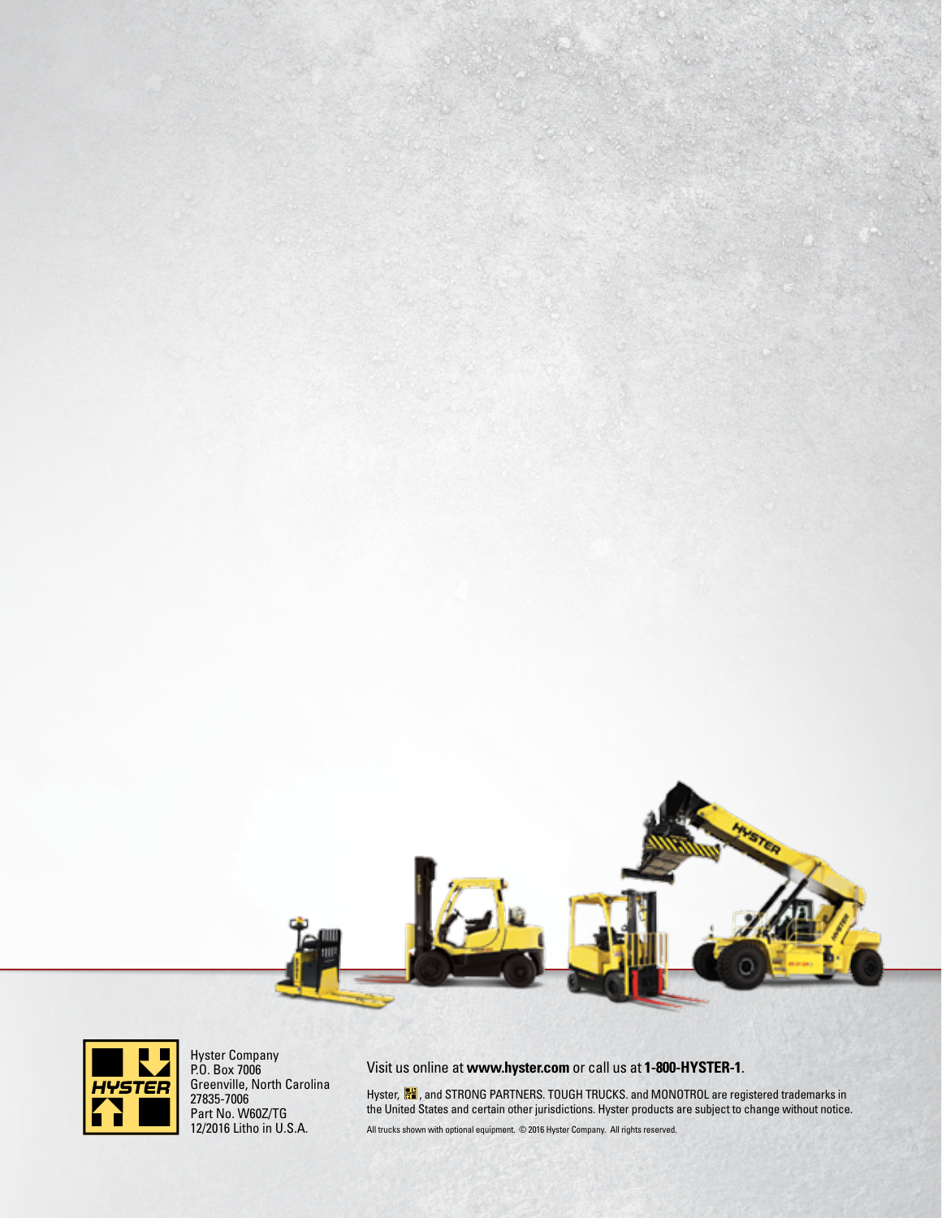Hyster Company
P.O. Box 7006
Greenville, North Carolina
27835-7006
Part No. W60Z/TG
12/2016 Litho in U.S.A.

Visit us online at **www.hyster.com** or call us at **1-800-HYSTER-1**.

Hyster, , and STRONG PARTNERS. TOUGH TRUCKS. and MONOTROL are registered trademarks in the United States and certain other jurisdictions. Hyster products are subject to change without notice.

All trucks shown with optional equipment. © 2016 Hyster Company. All rights reserved.